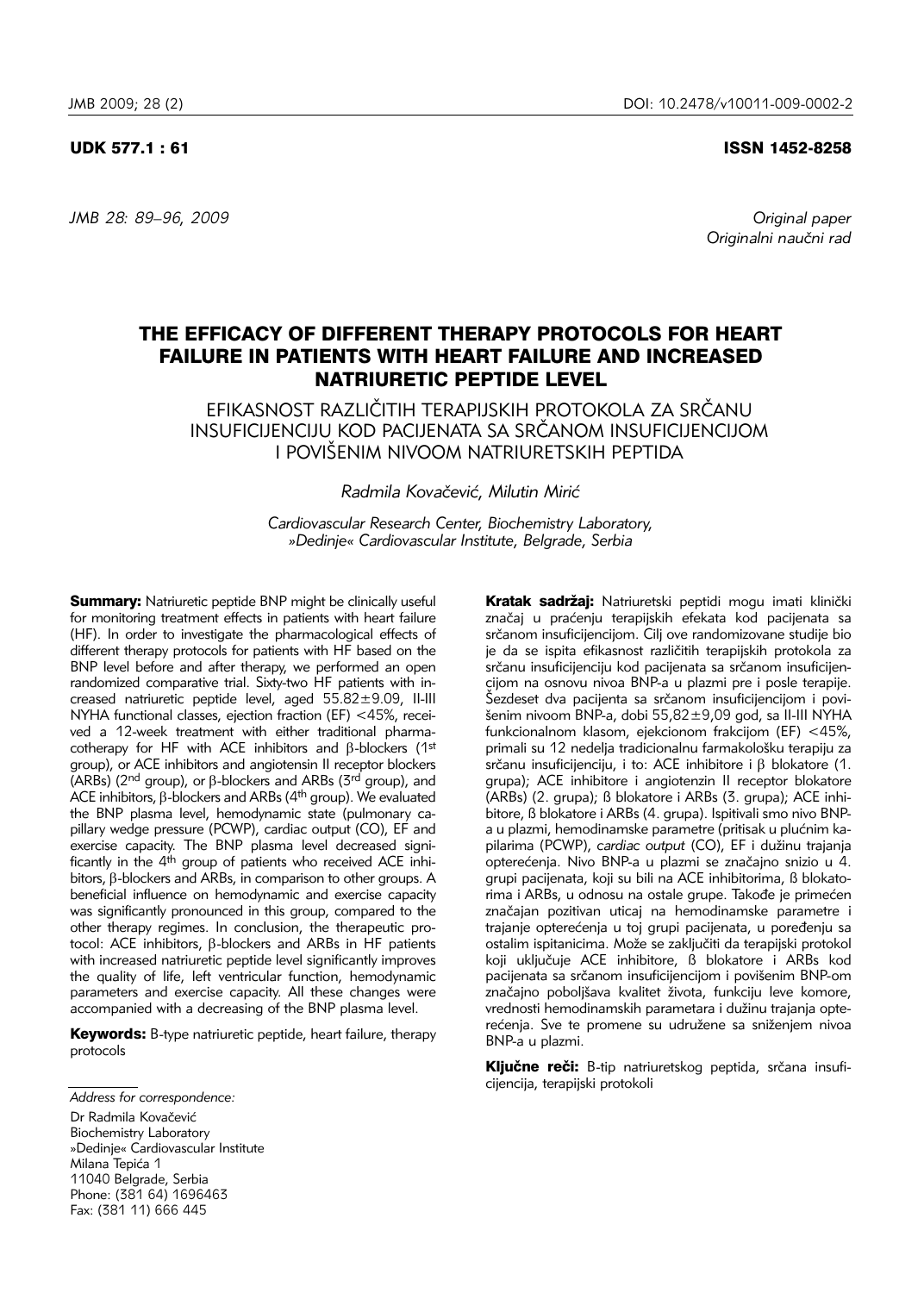UDK 577.1 : 61

ISSN 1452-8258

*JMB 28: 89–96, 2009*

*Original paper*
*Originalni naučni rad*

# THE EFFICACY OF DIFFERENT THERAPY PROTOCOLS FOR HEART FAILURE IN PATIENTS WITH HEART FAILURE AND INCREASED NATRIURETIC PEPTIDE LEVEL

## EFIKASNOST RAZLIČITIH TERAPIJSKIH PROTOKOLA ZA SRČANU INSUFICIJENCIJU KOD PACIJENATA SA SRČANOM INSUFICIJENCIJOM I POVIŠENIM NIVOOM NATRIURETSKIH PEPTIDA

*Radmila Kovačević, Milutin Mirić*

*Cardiovascular Research Center, Biochemistry Laboratory, »Dedinje« Cardiovascular Institute, Belgrade, Serbia*

**Summary:** Natriuretic peptide BNP might be clinically useful for monitoring treatment effects in patients with heart failure (HF). In order to investigate the pharmacological effects of different therapy protocols for patients with HF based on the BNP level before and after therapy, we performed an open randomized comparative trial. Sixty-two HF patients with increased natriuretic peptide level, aged 55.82±9.09, II-III NYHA functional classes, ejection fraction (EF) <45%, received a 12-week treatment with either traditional pharmacotherapy for HF with ACE inhibitors and β-blockers (1st group), or ACE inhibitors and angiotensin II receptor blockers (ARBs) (2nd group), or β-blockers and ARBs (3rd group), and ACE inhibitors, β-blockers and ARBs (4th group). We evaluated the BNP plasma level, hemodynamic state (pulmonary capillary wedge pressure (PCWP), cardiac output (CO), EF and exercise capacity. The BNP plasma level decreased significantly in the 4th group of patients who received ACE inhibitors, β-blockers and ARBs, in comparison to other groups. A beneficial influence on hemodynamic and exercise capacity was significantly pronounced in this group, compared to the other therapy regimes. In conclusion, the therapeutic protocol: ACE inhibitors, β-blockers and ARBs in HF patients with increased natriuretic peptide level significantly improves the quality of life, left ventricular function, hemodynamic parameters and exercise capacity. All these changes were accompanied with a decreasing of the BNP plasma level.

**Keywords:** B-type natriuretic peptide, heart failure, therapy protocols

**Kratak sadržaj:** Natriuretski peptidi mogu imati klinički značaj u praćenju terapijskih efekata kod pacijenata sa srčanom insuficijencijom. Cilj ove randomizovane studije bio je da se ispita efikasnost različitih terapijskih protokola za srčanu insuficijenciju kod pacijenata sa srčanom insuficijencijom na osnovu nivoa BNP-a u plazmi pre i posle terapije. Šezdeset dva pacijenta sa srčanom insuficijencijom i povišenim nivoom BNP-a, dobi 55,82±9,09 god, sa II-III NYHA funkcionalnom klasom, ejekcionom frakcijom (EF) <45%, primali su 12 nedelja tradicionalnu farmakološku terapiju za srčanu insuficijenciju, i to: ACE inhibitore i β blokatore (1. grupa); ACE inhibitore i angiotenzin II receptor blokatore (ARBs) (2. grupa); ß blokatore i ARBs (3. grupa); ACE inhibitore, ß blokatore i ARBs (4. grupa). Ispitivali smo nivo BNP-a u plazmi, hemodinamske parametre (pritisak u plućnim kapilarima (PCWP), *cardiac output* (CO), EF i dužinu trajanja opterećenja. Nivo BNP-a u plazmi se značajno snizio u 4. grupi pacijenata, koji su bili na ACE inhibitorima, ß blokatorima i ARBs, u odnosu na ostale grupe. Takođe je primećen značajan pozitivan uticaj na hemodinamske parametre i trajanje opterećenja u toj grupi pacijenata, u poređenju sa ostalim ispitanicima. Može se zaključiti da terapijski protokol koji uključuje ACE inhibitore, ß blokatore i ARBs kod pacijenata sa srčanom insuficijencijom i povišenim BNP-om značajno poboljšava kvalitet života, funkciju leve komore, vrednosti hemodinamskih parametara i dužinu trajanja opterećenja. Sve te promene su udružene sa sniženjem nivoa BNP-a u plazmi.

**Ključne reči:** B-tip natriuretskog peptida, srčana insuficijencija, terapijski protokoli

*Address for correspondence:*

Dr Radmila Kovačević
Biochemistry Laboratory
»Dedinje« Cardiovascular Institute
Milana Tepića 1
11040 Belgrade, Serbia
Phone: (381 64) 1696463
Fax: (381 11) 666 445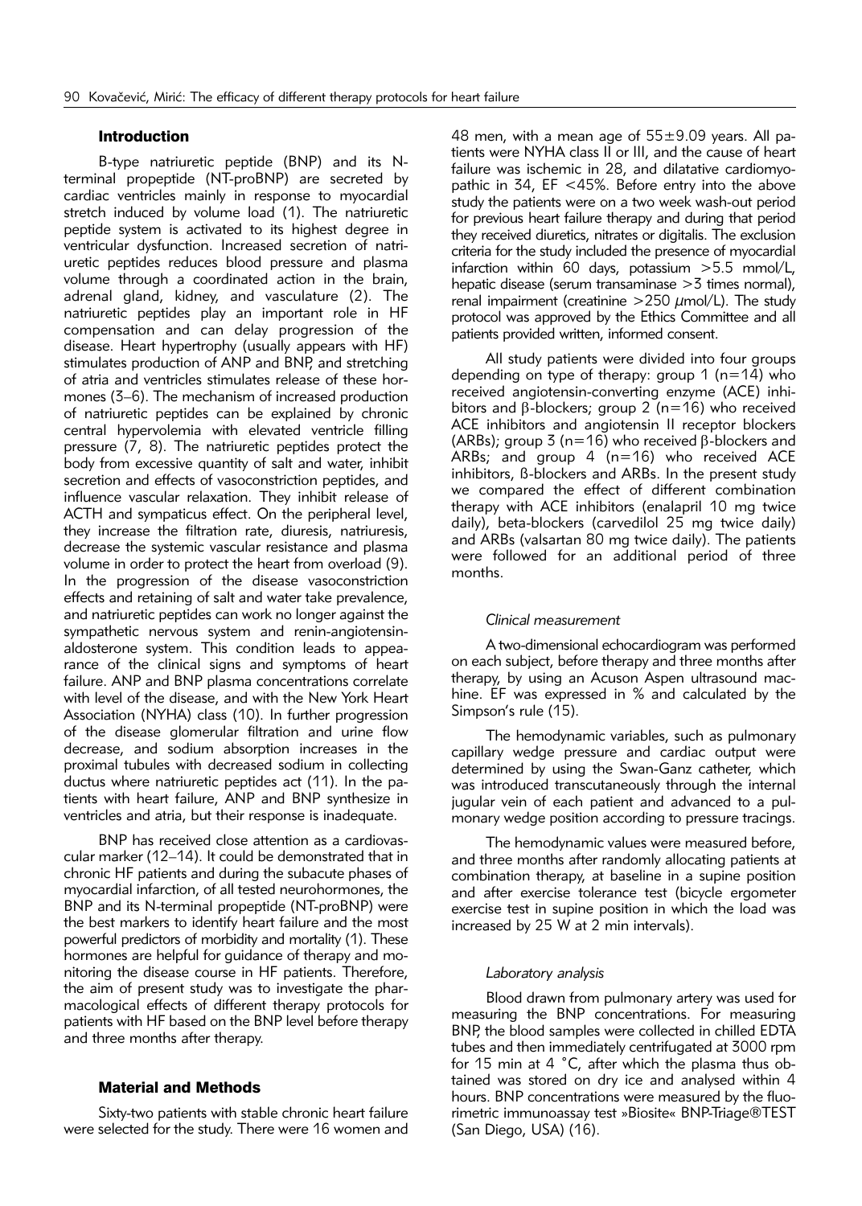## Introduction

B-type natriuretic peptide (BNP) and its N-terminal propeptide (NT-proBNP) are secreted by cardiac ventricles mainly in response to myocardial stretch induced by volume load (1). The natriuretic peptide system is activated to its highest degree in ventricular dysfunction. Increased secretion of natriuretic peptides reduces blood pressure and plasma volume through a coordinated action in the brain, adrenal gland, kidney, and vasculature (2). The natriuretic peptides play an important role in HF compensation and can delay progression of the disease. Heart hypertrophy (usually appears with HF) stimulates production of ANP and BNP, and stretching of atria and ventricles stimulates release of these hormones (3–6). The mechanism of increased production of natriuretic peptides can be explained by chronic central hypervolemia with elevated ventricle filling pressure (7, 8). The natriuretic peptides protect the body from excessive quantity of salt and water, inhibit secretion and effects of vasoconstriction peptides, and influence vascular relaxation. They inhibit release of ACTH and sympaticus effect. On the peripheral level, they increase the filtration rate, diuresis, natriuresis, decrease the systemic vascular resistance and plasma volume in order to protect the heart from overload (9). In the progression of the disease vasoconstriction effects and retaining of salt and water take prevalence, and natriuretic peptides can work no longer against the sympathetic nervous system and renin-angiotensin-aldosterone system. This condition leads to appearance of the clinical signs and symptoms of heart failure. ANP and BNP plasma concentrations correlate with level of the disease, and with the New York Heart Association (NYHA) class (10). In further progression of the disease glomerular filtration and urine flow decrease, and sodium absorption increases in the proximal tubules with decreased sodium in collecting ductus where natriuretic peptides act (11). In the patients with heart failure, ANP and BNP synthesize in ventricles and atria, but their response is inadequate.

BNP has received close attention as a cardiovascular marker (12–14). It could be demonstrated that in chronic HF patients and during the subacute phases of myocardial infarction, of all tested neurohormones, the BNP and its N-terminal propeptide (NT-proBNP) were the best markers to identify heart failure and the most powerful predictors of morbidity and mortality (1). These hormones are helpful for guidance of therapy and monitoring the disease course in HF patients. Therefore, the aim of present study was to investigate the pharmacological effects of different therapy protocols for patients with HF based on the BNP level before therapy and three months after therapy.

## Material and Methods

Sixty-two patients with stable chronic heart failure were selected for the study. There were 16 women and 48 men, with a mean age of 55±9.09 years. All patients were NYHA class II or III, and the cause of heart failure was ischemic in 28, and dilatative cardiomyopathic in 34, EF <45%. Before entry into the above study the patients were on a two week wash-out period for previous heart failure therapy and during that period they received diuretics, nitrates or digitalis. The exclusion criteria for the study included the presence of myocardial infarction within 60 days, potassium >5.5 mmol/L, hepatic disease (serum transaminase >3 times normal), renal impairment (creatinine >250 μmol/L). The study protocol was approved by the Ethics Committee and all patients provided written, informed consent.

All study patients were divided into four groups depending on type of therapy: group 1 (n=14) who received angiotensin-converting enzyme (ACE) inhibitors and β-blockers; group 2 (n=16) who received ACE inhibitors and angiotensin II receptor blockers (ARBs); group 3 (n=16) who received β-blockers and ARBs; and group 4 (n=16) who received ACE inhibitors, ß-blockers and ARBs. In the present study we compared the effect of different combination therapy with ACE inhibitors (enalapril 10 mg twice daily), beta-blockers (carvedilol 25 mg twice daily) and ARBs (valsartan 80 mg twice daily). The patients were followed for an additional period of three months.

### *Clinical measurement*

A two-dimensional echocardiogram was performed on each subject, before therapy and three months after therapy, by using an Acuson Aspen ultrasound machine. EF was expressed in % and calculated by the Simpson's rule (15).

The hemodynamic variables, such as pulmonary capillary wedge pressure and cardiac output were determined by using the Swan-Ganz catheter, which was introduced transcutaneously through the internal jugular vein of each patient and advanced to a pulmonary wedge position according to pressure tracings.

The hemodynamic values were measured before, and three months after randomly allocating patients at combination therapy, at baseline in a supine position and after exercise tolerance test (bicycle ergometer exercise test in supine position in which the load was increased by 25 W at 2 min intervals).

### *Laboratory analysis*

Blood drawn from pulmonary artery was used for measuring the BNP concentrations. For measuring BNP, the blood samples were collected in chilled EDTA tubes and then immediately centrifugated at 3000 rpm for 15 min at 4 °C, after which the plasma thus obtained was stored on dry ice and analysed within 4 hours. BNP concentrations were measured by the fluorimetric immunoassay test »Biosite« BNP-Triage®TEST (San Diego, USA) (16).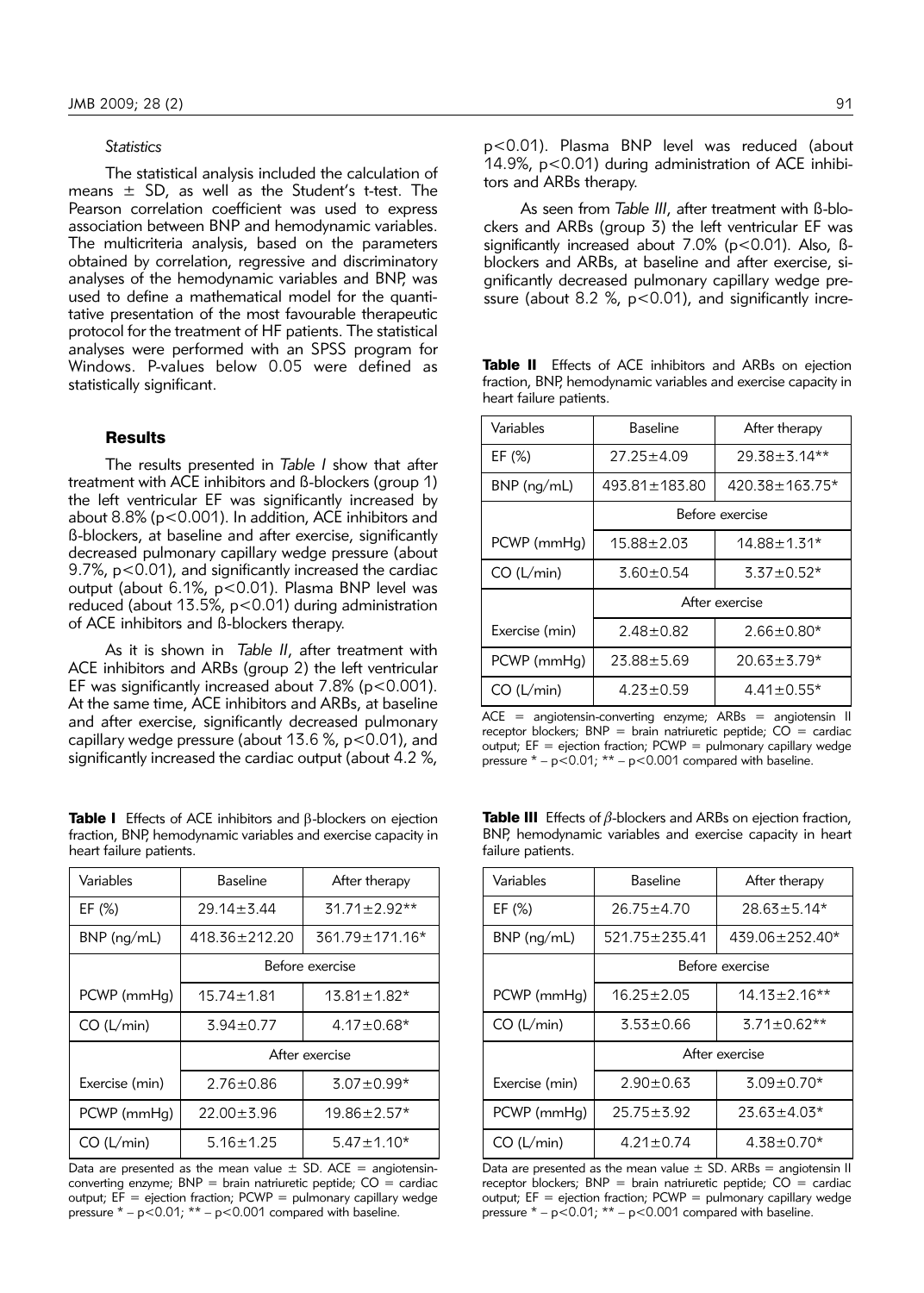### *Statistics*

The statistical analysis included the calculation of means ± SD, as well as the Student's t-test. The Pearson correlation coefficient was used to express association between BNP and hemodynamic variables. The multicriteria analysis, based on the parameters obtained by correlation, regressive and discriminatory analyses of the hemodynamic variables and BNP, was used to define a mathematical model for the quantitative presentation of the most favourable therapeutic protocol for the treatment of HF patients. The statistical analyses were performed with an SPSS program for Windows. P-values below 0.05 were defined as statistically significant.

## Results

The results presented in *Table I* show that after treatment with ACE inhibitors and ß-blockers (group 1) the left ventricular EF was significantly increased by about 8.8% ($p<0.001$). In addition, ACE inhibitors and ß-blockers, at baseline and after exercise, significantly decreased pulmonary capillary wedge pressure (about 9.7%, $p<0.01$), and significantly increased the cardiac output (about 6.1%, $p<0.01$). Plasma BNP level was reduced (about 13.5%, $p<0.01$) during administration of ACE inhibitors and ß-blockers therapy.

As it is shown in *Table II*, after treatment with ACE inhibitors and ARBs (group 2) the left ventricular EF was significantly increased about 7.8% ($p<0.001$). At the same time, ACE inhibitors and ARBs, at baseline and after exercise, significantly decreased pulmonary capillary wedge pressure (about 13.6 %, $p<0.01$), and significantly increased the cardiac output (about 4.2 %, $p<0.01$). Plasma BNP level was reduced (about 14.9%, $p<0.01$) during administration of ACE inhibitors and ARBs therapy.

As seen from *Table III*, after treatment with ß-blockers and ARBs (group 3) the left ventricular EF was significantly increased about 7.0% ($p<0.01$). Also, ß-blockers and ARBs, at baseline and after exercise, significantly decreased pulmonary capillary wedge pressure (about 8.2 %, $p<0.01$), and significantly incre-

**Table I** Effects of ACE inhibitors and β-blockers on ejection fraction, BNP, hemodynamic variables and exercise capacity in heart failure patients.

| Variables | Baseline | After therapy |
|---|---|---|
| EF (%) | 29.14±3.44 | 31.71±2.92** |
| BNP (ng/mL) | 418.36±212.20 | 361.79±171.16* |
| | Before exercise | |
| PCWP (mmHg) | 15.74±1.81 | 13.81±1.82* |
| CO (L/min) | 3.94±0.77 | 4.17±0.68* |
| | After exercise | |
| Exercise (min) | 2.76±0.86 | 3.07±0.99* |
| PCWP (mmHg) | 22.00±3.96 | 19.86±2.57* |
| CO (L/min) | 5.16±1.25 | 5.47±1.10* |

Data are presented as the mean value ± SD. ACE = angiotensin-converting enzyme; BNP = brain natriuretic peptide; CO = cardiac output; EF = ejection fraction; PCWP = pulmonary capillary wedge pressure * – $p<0.01$; ** – $p<0.001$ compared with baseline.

**Table II** Effects of ACE inhibitors and ARBs on ejection fraction, BNP, hemodynamic variables and exercise capacity in heart failure patients.

| Variables | Baseline | After therapy |
|---|---|---|
| EF (%) | 27.25±4.09 | 29.38±3.14** |
| BNP (ng/mL) | 493.81±183.80 | 420.38±163.75* |
| | Before exercise | |
| PCWP (mmHg) | 15.88±2.03 | 14.88±1.31* |
| CO (L/min) | 3.60±0.54 | 3.37±0.52* |
| | After exercise | |
| Exercise (min) | 2.48±0.82 | 2.66±0.80* |
| PCWP (mmHg) | 23.88±5.69 | 20.63±3.79* |
| CO (L/min) | 4.23±0.59 | 4.41±0.55* |

ACE = angiotensin-converting enzyme; ARBs = angiotensin II receptor blockers; BNP = brain natriuretic peptide; CO = cardiac output; EF = ejection fraction; PCWP = pulmonary capillary wedge pressure * – $p<0.01$; ** – $p<0.001$ compared with baseline.

**Table III** Effects of β-blockers and ARBs on ejection fraction, BNP, hemodynamic variables and exercise capacity in heart failure patients.

| Variables | Baseline | After therapy |
|---|---|---|
| EF (%) | 26.75±4.70 | 28.63±5.14* |
| BNP (ng/mL) | 521.75±235.41 | 439.06±252.40* |
| | Before exercise | |
| PCWP (mmHg) | 16.25±2.05 | 14.13±2.16** |
| CO (L/min) | 3.53±0.66 | 3.71±0.62** |
| | After exercise | |
| Exercise (min) | 2.90±0.63 | 3.09±0.70* |
| PCWP (mmHg) | 25.75±3.92 | 23.63±4.03* |
| CO (L/min) | 4.21±0.74 | 4.38±0.70* |

Data are presented as the mean value ± SD. ARBs = angiotensin II receptor blockers; BNP = brain natriuretic peptide; CO = cardiac output; EF = ejection fraction; PCWP = pulmonary capillary wedge pressure * – $p<0.01$; ** – $p<0.001$ compared with baseline.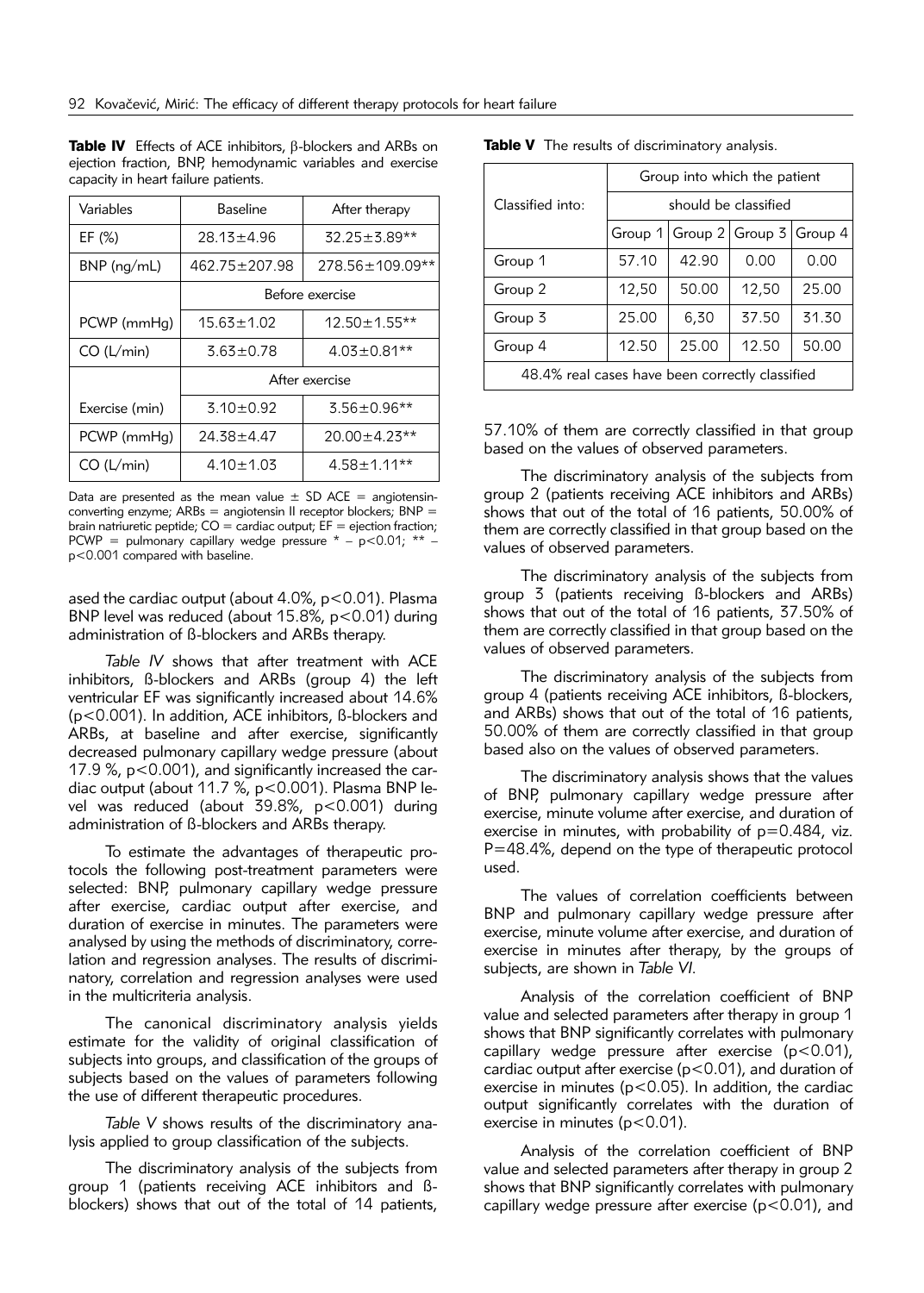**Table IV** Effects of ACE inhibitors, β-blockers and ARBs on ejection fraction, BNP, hemodynamic variables and exercise capacity in heart failure patients.

| Variables | Baseline | After therapy |
|---|---|---|
| EF (%) | 28.13±4.96 | 32.25±3.89** |
| BNP (ng/mL) | 462.75±207.98 | 278.56±109.09** |
| | Before exercise | |
| PCWP (mmHg) | 15.63±1.02 | 12.50±1.55** |
| CO (L/min) | 3.63±0.78 | 4.03±0.81** |
| | After exercise | |
| Exercise (min) | 3.10±0.92 | 3.56±0.96** |
| PCWP (mmHg) | 24.38±4.47 | 20.00±4.23** |
| CO (L/min) | 4.10±1.03 | 4.58±1.11** |

Data are presented as the mean value ± SD ACE = angiotensin-converting enzyme; ARBs = angiotensin II receptor blockers; BNP = brain natriuretic peptide; CO = cardiac output; EF = ejection fraction; PCWP = pulmonary capillary wedge pressure * – $p<0.01$; ** – $p<0.001$ compared with baseline.

ased the cardiac output (about 4.0%, $p<0.01$). Plasma BNP level was reduced (about 15.8%, $p<0.01$) during administration of ß-blockers and ARBs therapy.

*Table IV* shows that after treatment with ACE inhibitors, ß-blockers and ARBs (group 4) the left ventricular EF was significantly increased about 14.6% ($p<0.001$). In addition, ACE inhibitors, ß-blockers and ARBs, at baseline and after exercise, significantly decreased pulmonary capillary wedge pressure (about 17.9 %, $p<0.001$), and significantly increased the cardiac output (about 11.7 %, $p<0.001$). Plasma BNP level was reduced (about 39.8%, $p<0.001$) during administration of ß-blockers and ARBs therapy.

To estimate the advantages of therapeutic protocols the following post-treatment parameters were selected: BNP, pulmonary capillary wedge pressure after exercise, cardiac output after exercise, and duration of exercise in minutes. The parameters were analysed by using the methods of discriminatory, correlation and regression analyses. The results of discriminatory, correlation and regression analyses were used in the multicriteria analysis.

The canonical discriminatory analysis yields estimate for the validity of original classification of subjects into groups, and classification of the groups of subjects based on the values of parameters following the use of different therapeutic procedures.

*Table V* shows results of the discriminatory analysis applied to group classification of the subjects.

The discriminatory analysis of the subjects from group 1 (patients receiving ACE inhibitors and ß-blockers) shows that out of the total of 14 patients, 57.10% of them are correctly classified in that group based on the values of observed parameters.

**Table V** The results of discriminatory analysis.

| Classified into: | Group into which the patient should be classified | | | |
|---|---|---|---|---|
| | Group 1 | Group 2 | Group 3 | Group 4 |
| Group 1 | 57.10 | 42.90 | 0.00 | 0.00 |
| Group 2 | 12,50 | 50.00 | 12,50 | 25.00 |
| Group 3 | 25.00 | 6,30 | 37.50 | 31.30 |
| Group 4 | 12.50 | 25.00 | 12.50 | 50.00 |
| 48.4% real cases have been correctly classified | | | | |

The discriminatory analysis of the subjects from group 2 (patients receiving ACE inhibitors and ARBs) shows that out of the total of 16 patients, 50.00% of them are correctly classified in that group based on the values of observed parameters.

The discriminatory analysis of the subjects from group 3 (patients receiving ß-blockers and ARBs) shows that out of the total of 16 patients, 37.50% of them are correctly classified in that group based on the values of observed parameters.

The discriminatory analysis of the subjects from group 4 (patients receiving ACE inhibitors, ß-blockers, and ARBs) shows that out of the total of 16 patients, 50.00% of them are correctly classified in that group based also on the values of observed parameters.

The discriminatory analysis shows that the values of BNP, pulmonary capillary wedge pressure after exercise, minute volume after exercise, and duration of exercise in minutes, with probability of $p=0.484$, viz. $P=48.4\%$, depend on the type of therapeutic protocol used.

The values of correlation coefficients between BNP and pulmonary capillary wedge pressure after exercise, minute volume after exercise, and duration of exercise in minutes after therapy, by the groups of subjects, are shown in *Table VI*.

Analysis of the correlation coefficient of BNP value and selected parameters after therapy in group 1 shows that BNP significantly correlates with pulmonary capillary wedge pressure after exercise ($p<0.01$), cardiac output after exercise ($p<0.01$), and duration of exercise in minutes ($p<0.05$). In addition, the cardiac output significantly correlates with the duration of exercise in minutes ($p<0.01$).

Analysis of the correlation coefficient of BNP value and selected parameters after therapy in group 2 shows that BNP significantly correlates with pulmonary capillary wedge pressure after exercise ($p<0.01$), and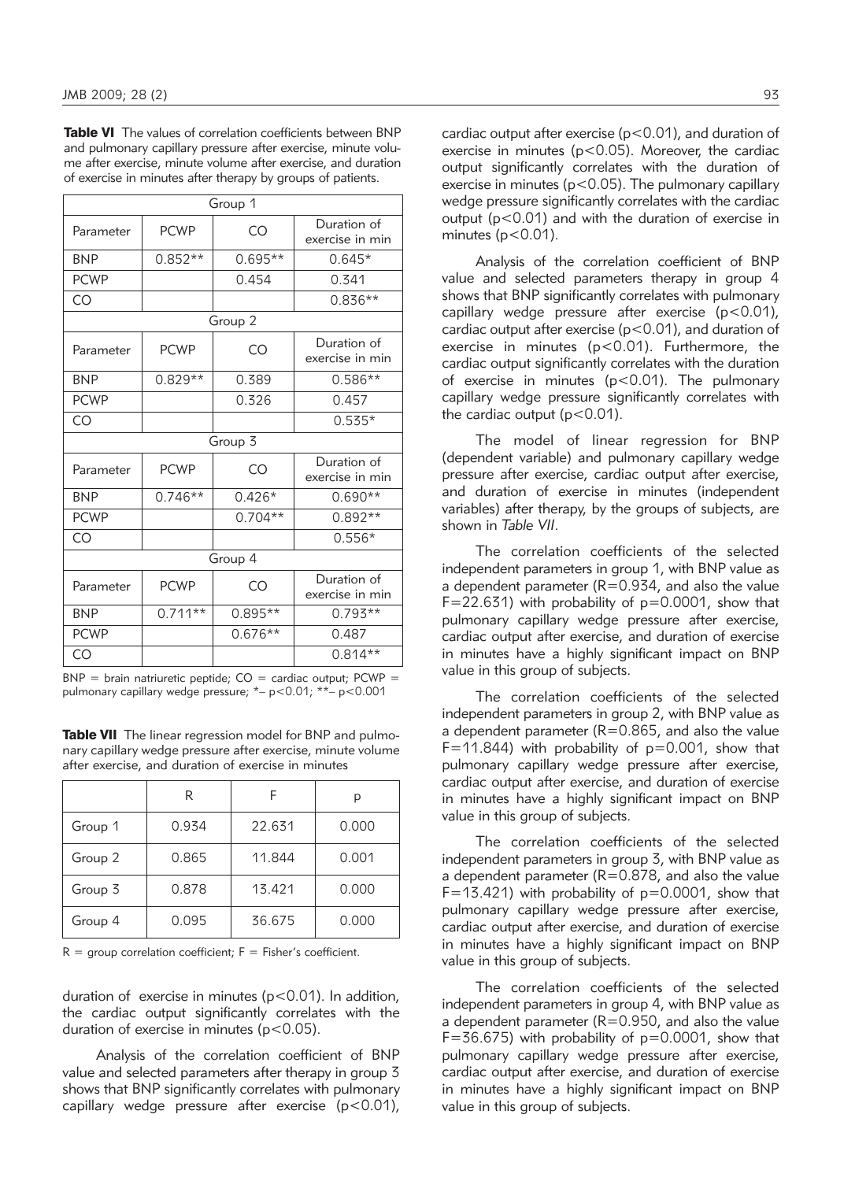**Table VI** The values of correlation coefficients between BNP and pulmonary capillary pressure after exercise, minute volume after exercise, minute volume after exercise, and duration of exercise in minutes after therapy by groups of patients.

| Group 1 | | | |
|---|---|---|---|
| Parameter | PCWP | CO | Duration of exercise in min |
| BNP | 0.852** | 0.695** | 0.645* |
| PCWP | | 0.454 | 0.341 |
| CO | | | 0.836** |
| **Group 2** | | | |
| Parameter | PCWP | CO | Duration of exercise in min |
| BNP | 0.829** | 0.389 | 0.586** |
| PCWP | | 0.326 | 0.457 |
| CO | | | 0.535* |
| **Group 3** | | | |
| Parameter | PCWP | CO | Duration of exercise in min |
| BNP | 0.746** | 0.426* | 0.690** |
| PCWP | | 0.704** | 0.892** |
| CO | | | 0.556* |
| **Group 4** | | | |
| Parameter | PCWP | CO | Duration of exercise in min |
| BNP | 0.711** | 0.895** | 0.793** |
| PCWP | | 0.676** | 0.487 |
| CO | | | 0.814** |

BNP = brain natriuretic peptide; CO = cardiac output; PCWP = pulmonary capillary wedge pressure; *– $p<0.01$; **– $p<0.001$

**Table VII** The linear regression model for BNP and pulmonary capillary wedge pressure after exercise, minute volume after exercise, and duration of exercise in minutes

| | R | F | p |
|---|---|---|---|
| Group 1 | 0.934 | 22.631 | 0.000 |
| Group 2 | 0.865 | 11.844 | 0.001 |
| Group 3 | 0.878 | 13.421 | 0.000 |
| Group 4 | 0.095 | 36.675 | 0.000 |

R = group correlation coefficient; F = Fisher's coefficient.

duration of exercise in minutes ($p<0.01$). In addition, the cardiac output significantly correlates with the duration of exercise in minutes ($p<0.05$).

Analysis of the correlation coefficient of BNP value and selected parameters after therapy in group 3 shows that BNP significantly correlates with pulmonary capillary wedge pressure after exercise ($p<0.01$), cardiac output after exercise ($p<0.01$), and duration of exercise in minutes ($p<0.05$). Moreover, the cardiac output significantly correlates with the duration of exercise in minutes ($p<0.05$). The pulmonary capillary wedge pressure significantly correlates with the cardiac output ($p<0.01$) and with the duration of exercise in minutes ($p<0.01$).

Analysis of the correlation coefficient of BNP value and selected parameters therapy in group 4 shows that BNP significantly correlates with pulmonary capillary wedge pressure after exercise ($p<0.01$), cardiac output after exercise ($p<0.01$), and duration of exercise in minutes ($p<0.01$). Furthermore, the cardiac output significantly correlates with the duration of exercise in minutes ($p<0.01$). The pulmonary capillary wedge pressure significantly correlates with the cardiac output ($p<0.01$).

The model of linear regression for BNP (dependent variable) and pulmonary capillary wedge pressure after exercise, cardiac output after exercise, and duration of exercise in minutes (independent variables) after therapy, by the groups of subjects, are shown in *Table VII*.

The correlation coefficients of the selected independent parameters in group 1, with BNP value as a dependent parameter (R=0.934, and also the value F=22.631) with probability of p=0.0001, show that pulmonary capillary wedge pressure after exercise, cardiac output after exercise, and duration of exercise in minutes have a highly significant impact on BNP value in this group of subjects.

The correlation coefficients of the selected independent parameters in group 2, with BNP value as a dependent parameter (R=0.865, and also the value F=11.844) with probability of p=0.001, show that pulmonary capillary wedge pressure after exercise, cardiac output after exercise, and duration of exercise in minutes have a highly significant impact on BNP value in this group of subjects.

The correlation coefficients of the selected independent parameters in group 3, with BNP value as a dependent parameter (R=0.878, and also the value F=13.421) with probability of p=0.0001, show that pulmonary capillary wedge pressure after exercise, cardiac output after exercise, and duration of exercise in minutes have a highly significant impact on BNP value in this group of subjects.

The correlation coefficients of the selected independent parameters in group 4, with BNP value as a dependent parameter (R=0.950, and also the value F=36.675) with probability of p=0.0001, show that pulmonary capillary wedge pressure after exercise, cardiac output after exercise, and duration of exercise in minutes have a highly significant impact on BNP value in this group of subjects.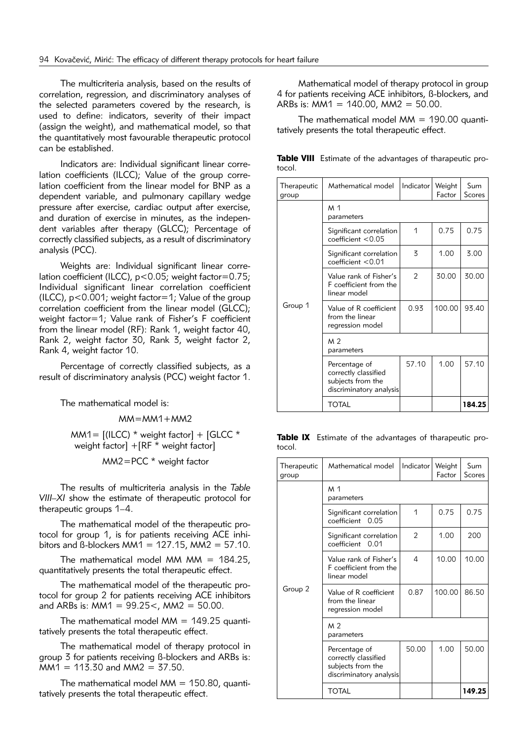The multicriteria analysis, based on the results of correlation, regression, and discriminatory analyses of the selected parameters covered by the research, is used to define: indicators, severity of their impact (assign the weight), and mathematical model, so that the quantitatively most favourable therapeutic protocol can be established.

Indicators are: Individual significant linear correlation coefficients (ILCC); Value of the group correlation coefficient from the linear model for BNP as a dependent variable, and pulmonary capillary wedge pressure after exercise, cardiac output after exercise, and duration of exercise in minutes, as the independent variables after therapy (GLCC); Percentage of correctly classified subjects, as a result of discriminatory analysis (PCC).

Weights are: Individual significant linear correlation coefficient (ILCC), $p<0.05$; weight factor=0.75; Individual significant linear correlation coefficient (ILCC), $p<0.001$; weight factor=1; Value of the group correlation coefficient from the linear model (GLCC); weight factor=1; Value rank of Fisher's F coefficient from the linear model (RF): Rank 1, weight factor 40, Rank 2, weight factor 30, Rank 3, weight factor 2, Rank 4, weight factor 10.

Percentage of correctly classified subjects, as a result of discriminatory analysis (PCC) weight factor 1.

The mathematical model is:

MM=MM1+MM2

MM1= [(ILCC) * weight factor] + [GLCC * weight factor] +[RF * weight factor]

MM2=PCC * weight factor

The results of multicriteria analysis in the *Table VIII–XI* show the estimate of therapeutic protocol for therapeutic groups 1–4.

The mathematical model of the therapeutic protocol for group 1, is for patients receiving ACE inhibitors and ß-blockers MM1 = 127.15, MM2 = 57.10.

The mathematical model MM MM = 184.25, quantitatively presents the total therapeutic effect.

The mathematical model of the therapeutic protocol for group 2 for patients receiving ACE inhibitors and ARBs is: MM1 = 99.25<, MM2 = 50.00.

The mathematical model MM = 149.25 quantitatively presents the total therapeutic effect.

The mathematical model of therapy protocol in group 3 for patients receiving ß-blockers and ARBs is: MM1 = 113.30 and MM2 = 37.50.

The mathematical model MM = 150.80, quantitatively presents the total therapeutic effect.

Mathematical model of therapy protocol in group 4 for patients receiving ACE inhibitors, ß-blockers, and ARBs is: MM1 = 140.00, MM2 = 50.00.

The mathematical model MM = 190.00 quantitatively presents the total therapeutic effect.

**Table VIII** Estimate of the advantages of tharapeutic protocol.

| Therapeutic group | Mathematical model | Indicator | Weight Factor | Sum Scores |
|---|---|---|---|---|
| Group 1 | M 1 parameters | | | |
| | Significant correlation coefficient <0.05 | 1 | 0.75 | 0.75 |
| | Significant correlation coefficient <0.01 | 3 | 1.00 | 3.00 |
| | Value rank of Fisher's F coefficient from the linear model | 2 | 30.00 | 30.00 |
| | Value of R coefficient from the linear regression model | 0.93 | 100.00 | 93.40 |
| | M 2 parameters | | | |
| | Percentage of correctly classified subjects from the discriminatory analysis | 57.10 | 1.00 | 57.10 |
| | TOTAL | | | **184.25** |

**Table IX** Estimate of the advantages of tharapeutic protocol.

| Therapeutic group | Mathematical model | Indicator | Weight Factor | Sum Scores |
|---|---|---|---|---|
| Group 2 | M 1 parameters | | | |
| | Significant correlation coefficient 0.05 | 1 | 0.75 | 0.75 |
| | Significant correlation coefficient 0.01 | 2 | 1.00 | 200 |
| | Value rank of Fisher's F coefficient from the linear model | 4 | 10.00 | 10.00 |
| | Value of R coefficient from the linear regression model | 0.87 | 100.00 | 86.50 |
| | M 2 parameters | | | |
| | Percentage of correctly classified subjects from the discriminatory analysis | 50.00 | 1.00 | 50.00 |
| | TOTAL | | | **149.25** |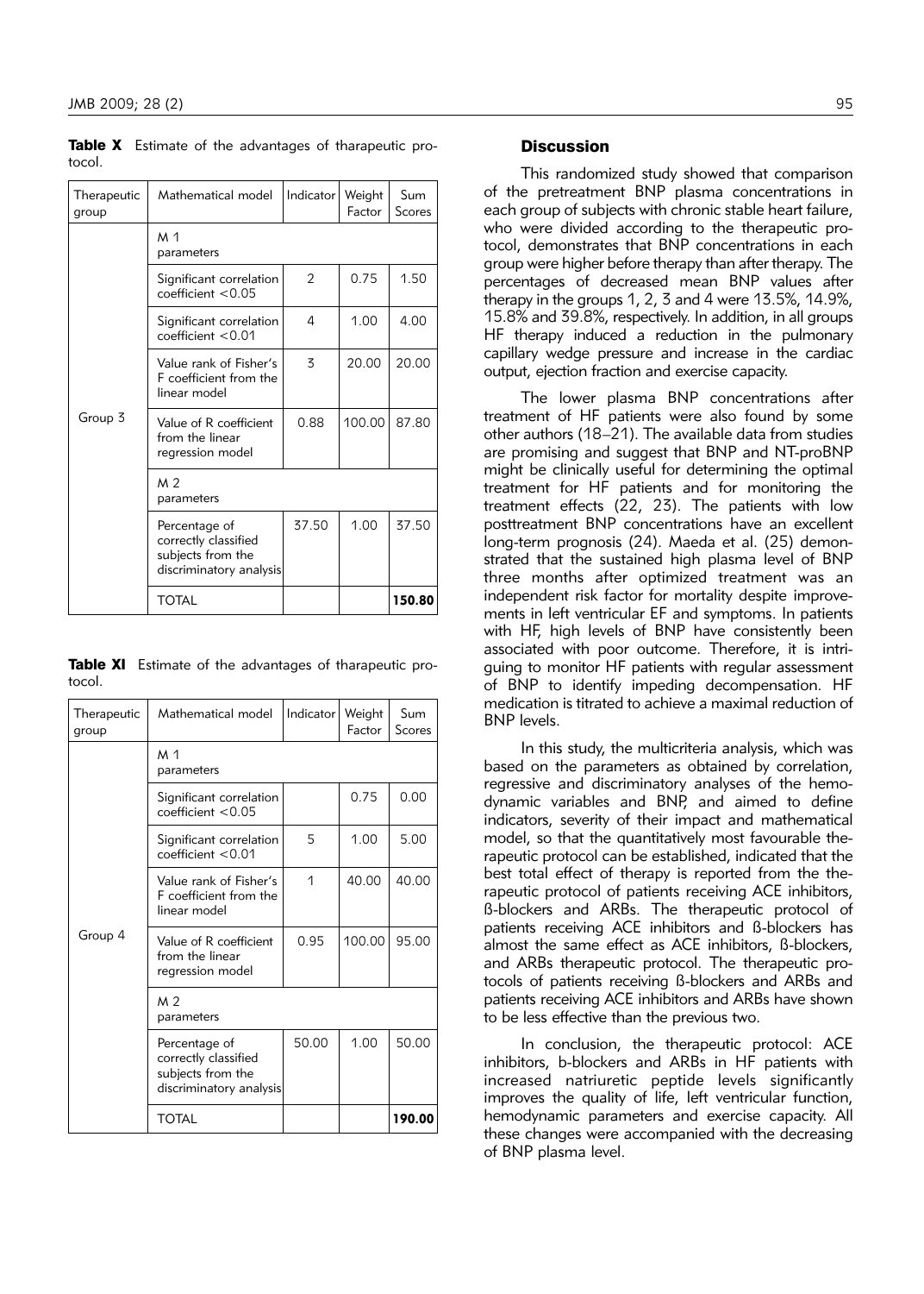**Table X** Estimate of the advantages of tharapeutic protocol.

| Therapeutic group | Mathematical model | Indicator | Weight Factor | Sum Scores |
|---|---|---|---|---|
| Group 3 | M 1 parameters | | | |
| | Significant correlation coefficient <0.05 | 2 | 0.75 | 1.50 |
| | Significant correlation coefficient <0.01 | 4 | 1.00 | 4.00 |
| | Value rank of Fisher's F coefficient from the linear model | 3 | 20.00 | 20.00 |
| | Value of R coefficient from the linear regression model | 0.88 | 100.00 | 87.80 |
| | M 2 parameters | | | |
| | Percentage of correctly classified subjects from the discriminatory analysis | 37.50 | 1.00 | 37.50 |
| | TOTAL | | | **150.80** |

**Table XI** Estimate of the advantages of tharapeutic protocol.

| Therapeutic group | Mathematical model | Indicator | Weight Factor | Sum Scores |
|---|---|---|---|---|
| Group 4 | M 1 parameters | | | |
| | Significant correlation coefficient <0.05 | | 0.75 | 0.00 |
| | Significant correlation coefficient <0.01 | 5 | 1.00 | 5.00 |
| | Value rank of Fisher's F coefficient from the linear model | 1 | 40.00 | 40.00 |
| | Value of R coefficient from the linear regression model | 0.95 | 100.00 | 95.00 |
| | M 2 parameters | | | |
| | Percentage of correctly classified subjects from the discriminatory analysis | 50.00 | 1.00 | 50.00 |
| | TOTAL | | | **190.00** |

## Discussion

This randomized study showed that comparison of the pretreatment BNP plasma concentrations in each group of subjects with chronic stable heart failure, who were divided according to the therapeutic protocol, demonstrates that BNP concentrations in each group were higher before therapy than after therapy. The percentages of decreased mean BNP values after therapy in the groups 1, 2, 3 and 4 were 13.5%, 14.9%, 15.8% and 39.8%, respectively. In addition, in all groups HF therapy induced a reduction in the pulmonary capillary wedge pressure and increase in the cardiac output, ejection fraction and exercise capacity.

The lower plasma BNP concentrations after treatment of HF patients were also found by some other authors (18–21). The available data from studies are promising and suggest that BNP and NT-proBNP might be clinically useful for determining the optimal treatment for HF patients and for monitoring the treatment effects (22, 23). The patients with low posttreatment BNP concentrations have an excellent long-term prognosis (24). Maeda et al. (25) demonstrated that the sustained high plasma level of BNP three months after optimized treatment was an independent risk factor for mortality despite improvements in left ventricular EF and symptoms. In patients with HF, high levels of BNP have consistently been associated with poor outcome. Therefore, it is intriguing to monitor HF patients with regular assessment of BNP to identify impeding decompensation. HF medication is titrated to achieve a maximal reduction of BNP levels.

In this study, the multicriteria analysis, which was based on the parameters as obtained by correlation, regressive and discriminatory analyses of the hemodynamic variables and BNP, and aimed to define indicators, severity of their impact and mathematical model, so that the quantitatively most favourable therapeutic protocol can be established, indicated that the best total effect of therapy is reported from the therapeutic protocol of patients receiving ACE inhibitors, ß-blockers and ARBs. The therapeutic protocol of patients receiving ACE inhibitors and ß-blockers has almost the same effect as ACE inhibitors, ß-blockers, and ARBs therapeutic protocol. The therapeutic protocols of patients receiving ß-blockers and ARBs and patients receiving ACE inhibitors and ARBs have shown to be less effective than the previous two.

In conclusion, the therapeutic protocol: ACE inhibitors, b-blockers and ARBs in HF patients with increased natriuretic peptide levels significantly improves the quality of life, left ventricular function, hemodynamic parameters and exercise capacity. All these changes were accompanied with the decreasing of BNP plasma level.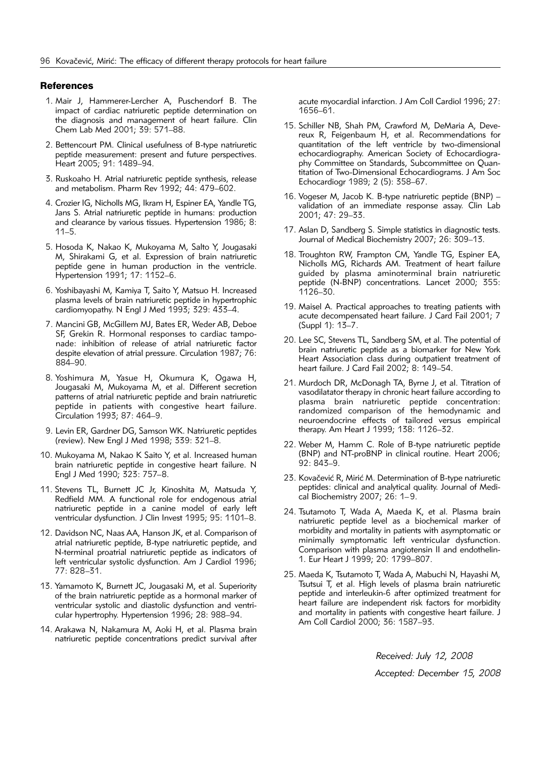## References

1. Mair J, Hammerer-Lercher A, Puschendorf B. The impact of cardiac natriuretic peptide determination on the diagnosis and management of heart failure. Clin Chem Lab Med 2001; 39: 571–88.
2. Bettencourt PM. Clinical usefulness of B-type natriuretic peptide measurement: present and future perspectives. Heart 2005; 91: 1489–94.
3. Ruskoaho H. Atrial natriuretic peptide synthesis, release and metabolism. Pharm Rev 1992; 44: 479–602.
4. Crozier IG, Nicholls MG, Ikram H, Espiner EA, Yandle TG, Jans S. Atrial natriuretic peptide in humans: production and clearance by various tissues. Hypertension 1986; 8: 11–5.
5. Hosoda K, Nakao K, Mukoyama M, Salto Y, Jougasaki M, Shirakami G, et al. Expression of brain natriuretic peptide gene in human production in the ventricle. Hypertension 1991; 17: 1152–6.
6. Yoshibayashi M, Kamiya T, Saito Y, Matsuo H. Increased plasma levels of brain natriuretic peptide in hypertrophic cardiomyopathy. N Engl J Med 1993; 329: 433–4.
7. Mancini GB, McGillem MJ, Bates ER, Weder AB, Deboe SF, Grekin R. Hormonal responses to cardiac tamponade: inhibition of release of atrial natriuretic factor despite elevation of atrial pressure. Circulation 1987; 76: 884–90.
8. Yoshimura M, Yasue H, Okumura K, Ogawa H, Jougasaki M, Mukoyama M, et al. Different secretion patterns of atrial natriuretic peptide and brain natriuretic peptide in patients with congestive heart failure. Circulation 1993; 87: 464–9.
9. Levin ER, Gardner DG, Samson WK. Natriuretic peptides (review). New Engl J Med 1998; 339: 321–8.
10. Mukoyama M, Nakao K Saito Y, et al. Increased human brain natriuretic peptide in congestive heart failure. N Engl J Med 1990; 323: 757–8.
11. Stevens TL, Burnett JC Jr, Kinoshita M, Matsuda Y, Redfield MM. A functional role for endogenous atrial natriuretic peptide in a canine model of early left ventricular dysfunction. J Clin Invest 1995; 95: 1101–8.
12. Davidson NC, Naas AA, Hanson JK, et al. Comparison of atrial natriuretic peptide, B-type natriuretic peptide, and N-terminal proatrial natriuretic peptide as indicators of left ventricular systolic dysfunction. Am J Cardiol 1996; 77: 828–31.
13. Yamamoto K, Burnett JC, Jougasaki M, et al. Superiority of the brain natriuretic peptide as a hormonal marker of ventricular systolic and diastolic dysfunction and ventricular hypertrophy. Hypertension 1996; 28: 988–94.
14. Arakawa N, Nakamura M, Aoki H, et al. Plasma brain natriuretic peptide concentrations predict survival after acute myocardial infarction. J Am Coll Cardiol 1996; 27: 1656–61.
15. Schiller NB, Shah PM, Crawford M, DeMaria A, Devereux R, Feigenbaum H, et al. Recommendations for quantitation of the left ventricle by two-dimensional echocardiography. American Society of Echocardiography Committee on Standards, Subcommittee on Quantitation of Two-Dimensional Echocardiograms. J Am Soc Echocardiogr 1989; 2 (5): 358–67.
16. Vogeser M, Jacob K. B-type natriuretic peptide (BNP) – validation of an immediate response assay. Clin Lab 2001; 47: 29–33.
17. Aslan D, Sandberg S. Simple statistics in diagnostic tests. Journal of Medical Biochemistry 2007; 26: 309–13.
18. Troughton RW, Frampton CM, Yandle TG, Espiner EA, Nicholls MG, Richards AM. Treatment of heart failure guided by plasma aminoterminal brain natriuretic peptide (N-BNP) concentrations. Lancet 2000; 355: 1126–30.
19. Maisel A. Practical approaches to treating patients with acute decompensated heart failure. J Card Fail 2001; 7 (Suppl 1): 13–7.
20. Lee SC, Stevens TL, Sandberg SM, et al. The potential of brain natriuretic peptide as a biomarker for New York Heart Association class during outpatient treatment of heart failure. J Card Fail 2002; 8: 149–54.
21. Murdoch DR, McDonagh TA, Byrne J, et al. Titration of vasodilatator therapy in chronic heart failure according to plasma brain natriuretic peptide concentration: randomized comparison of the hemodynamic and neuroendocrine effects of tailored versus empirical therapy. Am Heart J 1999; 138: 1126–32.
22. Weber M, Hamm C. Role of B-type natriuretic peptide (BNP) and NT-proBNP in clinical routine. Heart 2006; 92: 843–9.
23. Kovačević R, Mirić M. Determination of B-type natriuretic peptides: clinical and analytical quality. Journal of Medical Biochemistry 2007; 26: 1–9.
24. Tsutamoto T, Wada A, Maeda K, et al. Plasma brain natriuretic peptide level as a biochemical marker of morbidity and mortality in patients with asymptomatic or minimally symptomatic left ventricular dysfunction. Comparison with plasma angiotensin II and endothelin-1. Eur Heart J 1999; 20: 1799–807.
25. Maeda K, Tsutamoto T, Wada A, Mabuchi N, Hayashi M, Tsutsui T, et al. High levels of plasma brain natriuretic peptide and interleukin-6 after optimized treatment for heart failure are independent risk factors for morbidity and mortality in patients with congestive heart failure. J Am Coll Cardiol 2000; 36: 1587–93.

*Received: July 12, 2008*

*Accepted: December 15, 2008*